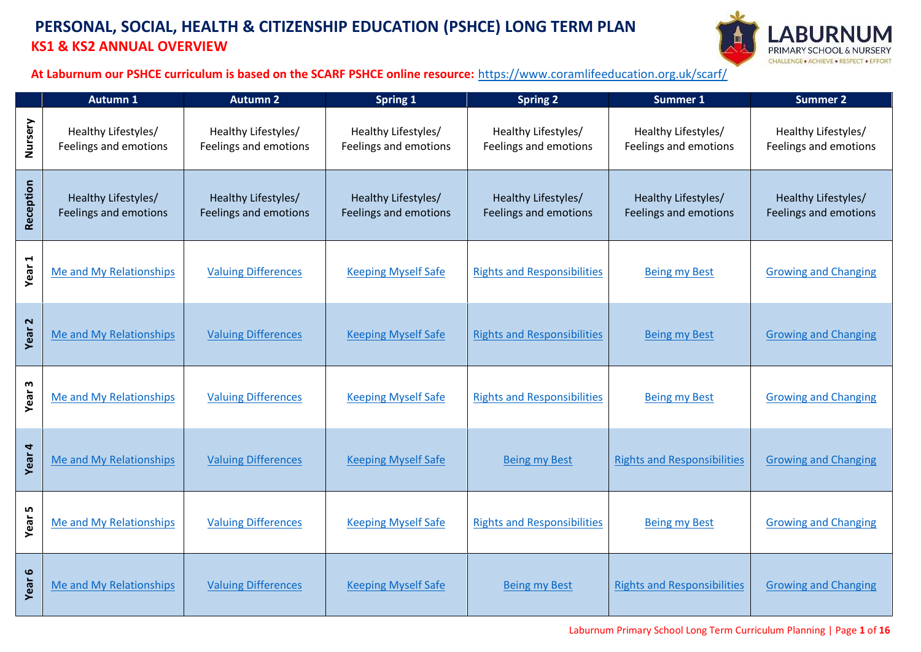# PERSONAL, SOCIAL, HEALTH & CITIZENSHIP EDUCATION (PSHCE) LONG TERM PLAN

## KS1 & KS2 ANNUAL OVERVIEW

**At Laburnum our PSHCE curriculum is based on the SCARF PSHCE online resource: https://www.coramlifeeducation.org.uk/scarf/**

| | Autumn 1 | Autumn 2 | Spring 1 | Spring 2 | Summer 1 | Summer 2 |
|---|---|---|---|---|---|---|
| Nursery | Healthy Lifestyles/ Feelings and emotions | Healthy Lifestyles/ Feelings and emotions | Healthy Lifestyles/ Feelings and emotions | Healthy Lifestyles/ Feelings and emotions | Healthy Lifestyles/ Feelings and emotions | Healthy Lifestyles/ Feelings and emotions |
| Reception | Healthy Lifestyles/ Feelings and emotions | Healthy Lifestyles/ Feelings and emotions | Healthy Lifestyles/ Feelings and emotions | Healthy Lifestyles/ Feelings and emotions | Healthy Lifestyles/ Feelings and emotions | Healthy Lifestyles/ Feelings and emotions |
| Year 1 | Me and My Relationships | Valuing Differences | Keeping Myself Safe | Rights and Responsibilities | Being my Best | Growing and Changing |
| Year 2 | Me and My Relationships | Valuing Differences | Keeping Myself Safe | Rights and Responsibilities | Being my Best | Growing and Changing |
| Year 3 | Me and My Relationships | Valuing Differences | Keeping Myself Safe | Rights and Responsibilities | Being my Best | Growing and Changing |
| Year 4 | Me and My Relationships | Valuing Differences | Keeping Myself Safe | Being my Best | Rights and Responsibilities | Growing and Changing |
| Year 5 | Me and My Relationships | Valuing Differences | Keeping Myself Safe | Rights and Responsibilities | Being my Best | Growing and Changing |
| Year 6 | Me and My Relationships | Valuing Differences | Keeping Myself Safe | Being my Best | Rights and Responsibilities | Growing and Changing |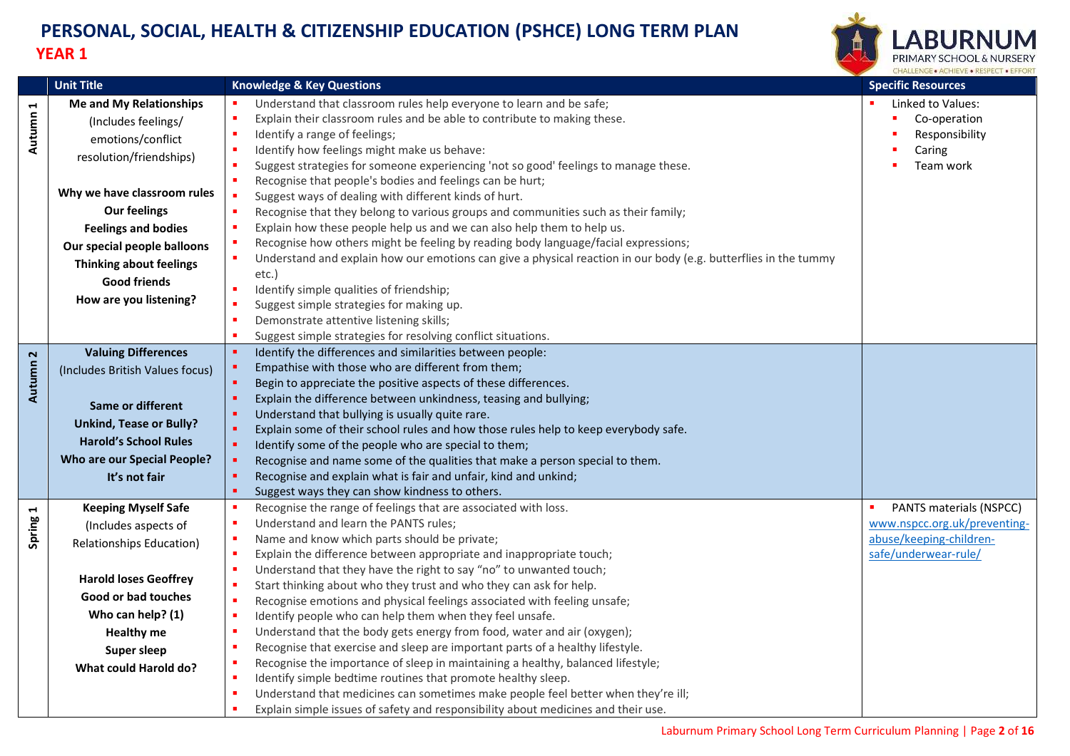# PERSONAL, SOCIAL, HEALTH & CITIZENSHIP EDUCATION (PSHCE) LONG TERM PLAN

## YEAR 1

| | Unit Title | Knowledge & Key Questions | Specific Resources |
|---|---|---|---|
| Autumn 1 | **Me and My Relationships**<br>(Includes feelings/ emotions/conflict resolution/friendships)<br><br>**Why we have classroom rules**<br>**Our feelings**<br>**Feelings and bodies**<br>**Our special people balloons**<br>**Thinking about feelings**<br>**Good friends**<br>**How are you listening?** | ▪ Understand that classroom rules help everyone to learn and be safe;<br>▪ Explain their classroom rules and be able to contribute to making these.<br>▪ Identify a range of feelings;<br>▪ Identify how feelings might make us behave:<br>▪ Suggest strategies for someone experiencing 'not so good' feelings to manage these.<br>▪ Recognise that people's bodies and feelings can be hurt;<br>▪ Suggest ways of dealing with different kinds of hurt.<br>▪ Recognise that they belong to various groups and communities such as their family;<br>▪ Explain how these people help us and we can also help them to help us.<br>▪ Recognise how others might be feeling by reading body language/facial expressions;<br>▪ Understand and explain how our emotions can give a physical reaction in our body (e.g. butterflies in the tummy etc.)<br>▪ Identify simple qualities of friendship;<br>▪ Suggest simple strategies for making up.<br>▪ Demonstrate attentive listening skills;<br>▪ Suggest simple strategies for resolving conflict situations. | ▪ Linked to Values:<br>▪ Co-operation<br>▪ Responsibility<br>▪ Caring<br>▪ Team work |
| Autumn 2 | **Valuing Differences**<br>(Includes British Values focus)<br><br>**Same or different**<br>**Unkind, Tease or Bully?**<br>**Harold's School Rules**<br>**Who are our Special People?**<br>**It's not fair** | ▪ Identify the differences and similarities between people:<br>▪ Empathise with those who are different from them;<br>▪ Begin to appreciate the positive aspects of these differences.<br>▪ Explain the difference between unkindness, teasing and bullying;<br>▪ Understand that bullying is usually quite rare.<br>▪ Explain some of their school rules and how those rules help to keep everybody safe.<br>▪ Identify some of the people who are special to them;<br>▪ Recognise and name some of the qualities that make a person special to them.<br>▪ Recognise and explain what is fair and unfair, kind and unkind;<br>▪ Suggest ways they can show kindness to others. | |
| Spring 1 | **Keeping Myself Safe**<br>(Includes aspects of Relationships Education)<br><br>**Harold loses Geoffrey**<br>**Good or bad touches**<br>**Who can help? (1)**<br>**Healthy me**<br>**Super sleep**<br>**What could Harold do?** | ▪ Recognise the range of feelings that are associated with loss.<br>▪ Understand and learn the PANTS rules;<br>▪ Name and know which parts should be private;<br>▪ Explain the difference between appropriate and inappropriate touch;<br>▪ Understand that they have the right to say "no" to unwanted touch;<br>▪ Start thinking about who they trust and who they can ask for help.<br>▪ Recognise emotions and physical feelings associated with feeling unsafe;<br>▪ Identify people who can help them when they feel unsafe.<br>▪ Understand that the body gets energy from food, water and air (oxygen);<br>▪ Recognise that exercise and sleep are important parts of a healthy lifestyle.<br>▪ Recognise the importance of sleep in maintaining a healthy, balanced lifestyle;<br>▪ Identify simple bedtime routines that promote healthy sleep.<br>▪ Understand that medicines can sometimes make people feel better when they're ill;<br>▪ Explain simple issues of safety and responsibility about medicines and their use. | ▪ PANTS materials (NSPCC)<br>www.nspcc.org.uk/preventing-abuse/keeping-children-safe/underwear-rule/ |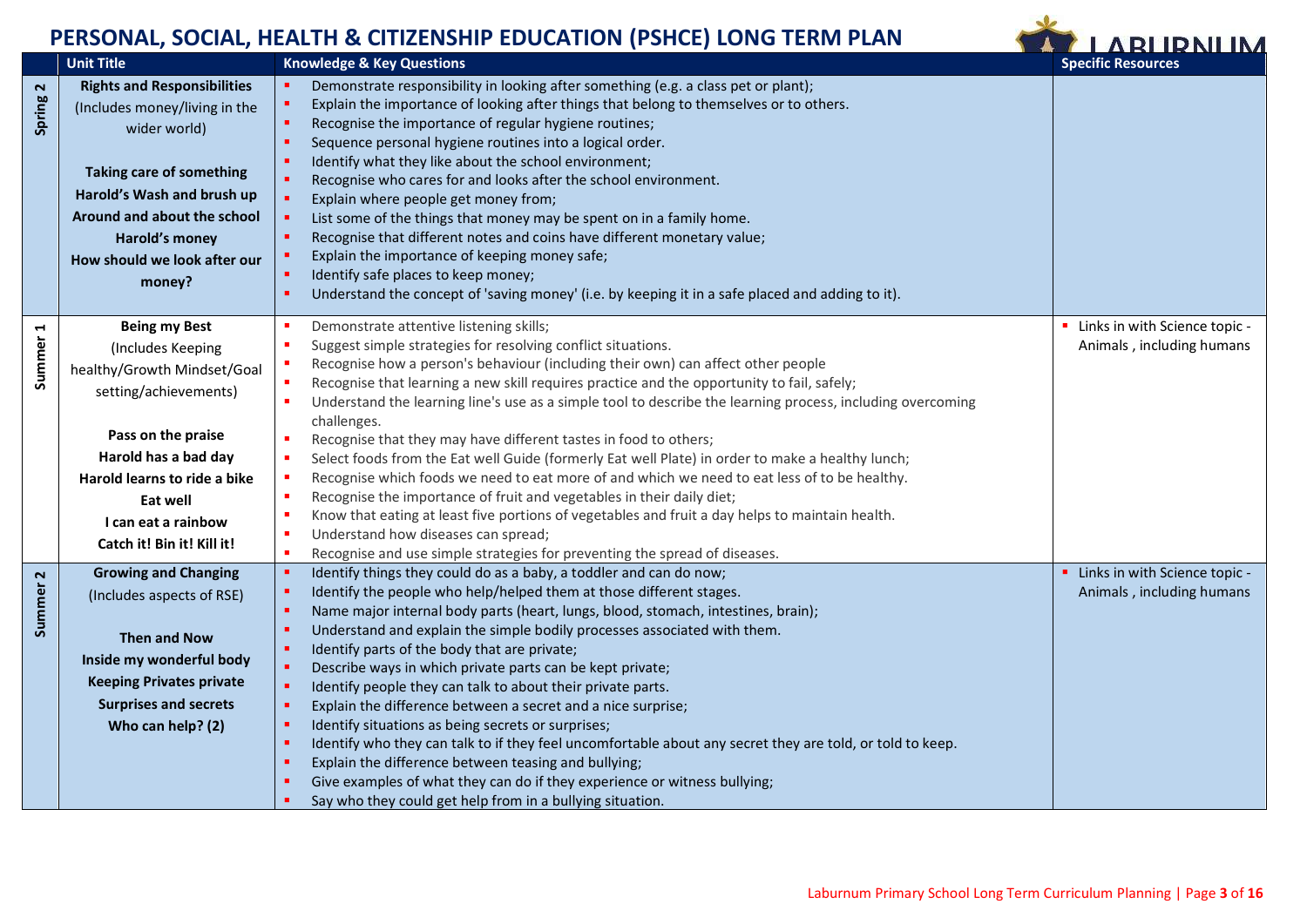# PERSONAL, SOCIAL, HEALTH & CITIZENSHIP EDUCATION (PSHCE) LONG TERM PLAN

| | Unit Title | Knowledge & Key Questions | Specific Resources |
|---|---|---|---|
| Spring 2 | **Rights and Responsibilities** (Includes money/living in the wider world)<br><br>**Taking care of something**<br>**Harold's Wash and brush up**<br>**Around and about the school**<br>**Harold's money**<br>**How should we look after our money?** | ▪ Demonstrate responsibility in looking after something (e.g. a class pet or plant);<br>▪ Explain the importance of looking after things that belong to themselves or to others.<br>▪ Recognise the importance of regular hygiene routines;<br>▪ Sequence personal hygiene routines into a logical order.<br>▪ Identify what they like about the school environment;<br>▪ Recognise who cares for and looks after the school environment.<br>▪ Explain where people get money from;<br>▪ List some of the things that money may be spent on in a family home.<br>▪ Recognise that different notes and coins have different monetary value;<br>▪ Explain the importance of keeping money safe;<br>▪ Identify safe places to keep money;<br>▪ Understand the concept of 'saving money' (i.e. by keeping it in a safe placed and adding to it). | |
| Summer 1 | **Being my Best** (Includes Keeping healthy/Growth Mindset/Goal setting/achievements)<br><br>**Pass on the praise**<br>**Harold has a bad day**<br>**Harold learns to ride a bike**<br>**Eat well**<br>**I can eat a rainbow**<br>**Catch it! Bin it! Kill it!** | ▪ Demonstrate attentive listening skills;<br>▪ Suggest simple strategies for resolving conflict situations.<br>▪ Recognise how a person's behaviour (including their own) can affect other people<br>▪ Recognise that learning a new skill requires practice and the opportunity to fail, safely;<br>▪ Understand the learning line's use as a simple tool to describe the learning process, including overcoming challenges.<br>▪ Recognise that they may have different tastes in food to others;<br>▪ Select foods from the Eat well Guide (formerly Eat well Plate) in order to make a healthy lunch;<br>▪ Recognise which foods we need to eat more of and which we need to eat less of to be healthy.<br>▪ Recognise the importance of fruit and vegetables in their daily diet;<br>▪ Know that eating at least five portions of vegetables and fruit a day helps to maintain health.<br>▪ Understand how diseases can spread;<br>▪ Recognise and use simple strategies for preventing the spread of diseases. | ▪ Links in with Science topic - Animals , including humans |
| Summer 2 | **Growing and Changing** (Includes aspects of RSE)<br><br>**Then and Now**<br>**Inside my wonderful body**<br>**Keeping Privates private**<br>**Surprises and secrets**<br>**Who can help? (2)** | ▪ Identify things they could do as a baby, a toddler and can do now;<br>▪ Identify the people who help/helped them at those different stages.<br>▪ Name major internal body parts (heart, lungs, blood, stomach, intestines, brain);<br>▪ Understand and explain the simple bodily processes associated with them.<br>▪ Identify parts of the body that are private;<br>▪ Describe ways in which private parts can be kept private;<br>▪ Identify people they can talk to about their private parts.<br>▪ Explain the difference between a secret and a nice surprise;<br>▪ Identify situations as being secrets or surprises;<br>▪ Identify who they can talk to if they feel uncomfortable about any secret they are told, or told to keep.<br>▪ Explain the difference between teasing and bullying;<br>▪ Give examples of what they can do if they experience or witness bullying;<br>▪ Say who they could get help from in a bullying situation. | ▪ Links in with Science topic - Animals , including humans |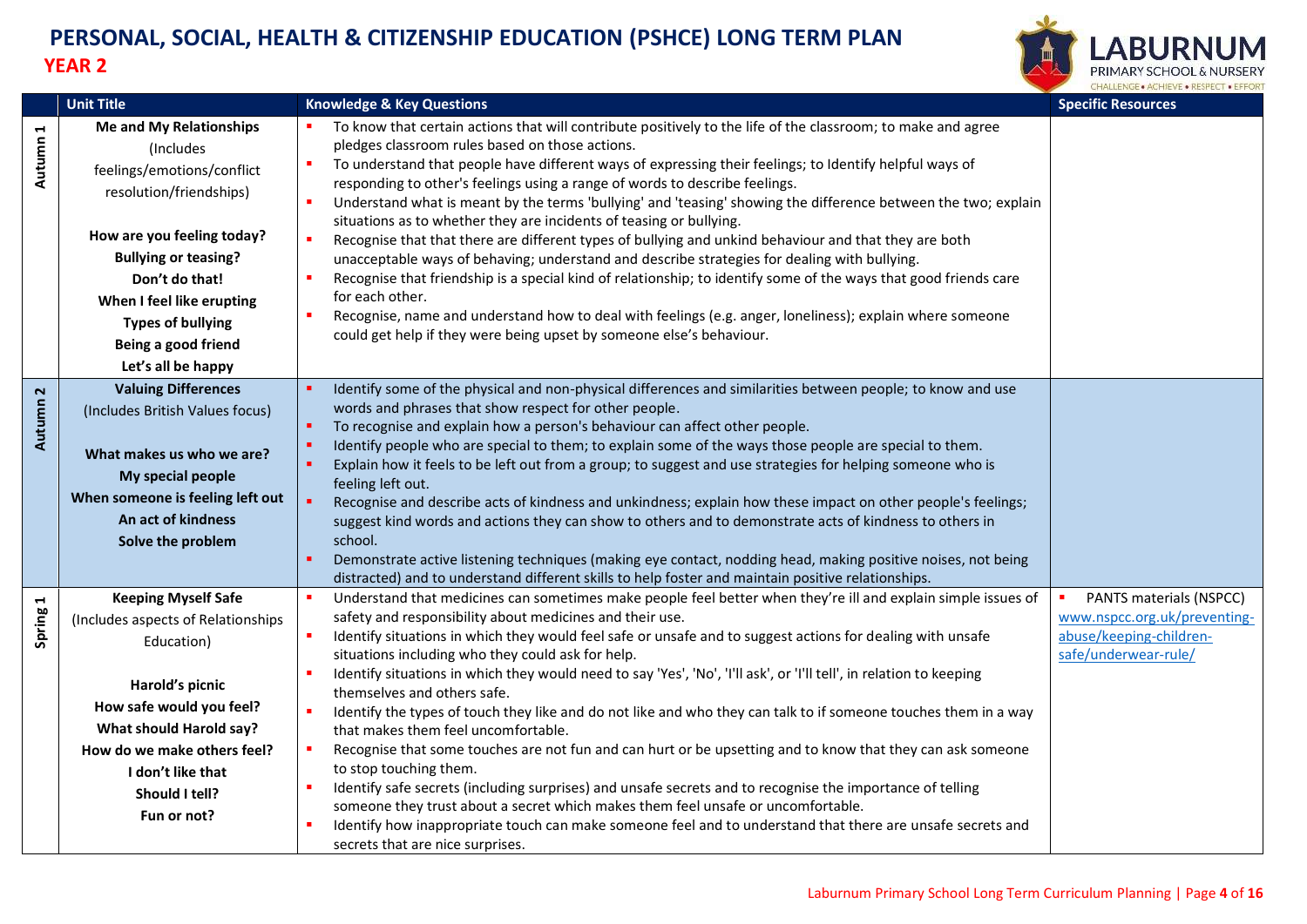# PERSONAL, SOCIAL, HEALTH & CITIZENSHIP EDUCATION (PSHCE) LONG TERM PLAN

## YEAR 2

| | Unit Title | Knowledge & Key Questions | Specific Resources |
|---|---|---|---|
| Autumn 1 | **Me and My Relationships** (Includes feelings/emotions/conflict resolution/friendships)<br><br>**How are you feeling today?**<br>**Bullying or teasing?**<br>**Don't do that!**<br>**When I feel like erupting**<br>**Types of bullying**<br>**Being a good friend**<br>**Let's all be happy** | ▪ To know that certain actions that will contribute positively to the life of the classroom; to make and agree pledges classroom rules based on those actions.<br>▪ To understand that people have different ways of expressing their feelings; to Identify helpful ways of responding to other's feelings using a range of words to describe feelings.<br>▪ Understand what is meant by the terms 'bullying' and 'teasing' showing the difference between the two; explain situations as to whether they are incidents of teasing or bullying.<br>▪ Recognise that that there are different types of bullying and unkind behaviour and that they are both unacceptable ways of behaving; understand and describe strategies for dealing with bullying.<br>▪ Recognise that friendship is a special kind of relationship; to identify some of the ways that good friends care for each other.<br>▪ Recognise, name and understand how to deal with feelings (e.g. anger, loneliness); explain where someone could get help if they were being upset by someone else's behaviour. | |
| Autumn 2 | **Valuing Differences** (Includes British Values focus)<br><br>**What makes us who we are?**<br>**My special people**<br>**When someone is feeling left out**<br>**An act of kindness**<br>**Solve the problem** | ▪ Identify some of the physical and non-physical differences and similarities between people; to know and use words and phrases that show respect for other people.<br>▪ To recognise and explain how a person's behaviour can affect other people.<br>▪ Identify people who are special to them; to explain some of the ways those people are special to them.<br>▪ Explain how it feels to be left out from a group; to suggest and use strategies for helping someone who is feeling left out.<br>▪ Recognise and describe acts of kindness and unkindness; explain how these impact on other people's feelings; suggest kind words and actions they can show to others and to demonstrate acts of kindness to others in school.<br>▪ Demonstrate active listening techniques (making eye contact, nodding head, making positive noises, not being distracted) and to understand different skills to help foster and maintain positive relationships. | |
| Spring 1 | **Keeping Myself Safe** (Includes aspects of Relationships Education)<br><br>**Harold's picnic**<br>**How safe would you feel?**<br>**What should Harold say?**<br>**How do we make others feel?**<br>**I don't like that**<br>**Should I tell?**<br>**Fun or not?** | ▪ Understand that medicines can sometimes make people feel better when they're ill and explain simple issues of safety and responsibility about medicines and their use.<br>▪ Identify situations in which they would feel safe or unsafe and to suggest actions for dealing with unsafe situations including who they could ask for help.<br>▪ Identify situations in which they would need to say 'Yes', 'No', 'I'll ask', or 'I'll tell', in relation to keeping themselves and others safe.<br>▪ Identify the types of touch they like and do not like and who they can talk to if someone touches them in a way that makes them feel uncomfortable.<br>▪ Recognise that some touches are not fun and can hurt or be upsetting and to know that they can ask someone to stop touching them.<br>▪ Identify safe secrets (including surprises) and unsafe secrets and to recognise the importance of telling someone they trust about a secret which makes them feel unsafe or uncomfortable.<br>▪ Identify how inappropriate touch can make someone feel and to understand that there are unsafe secrets and secrets that are nice surprises. | ▪ PANTS materials (NSPCC) www.nspcc.org.uk/preventing-abuse/keeping-children-safe/underwear-rule/ |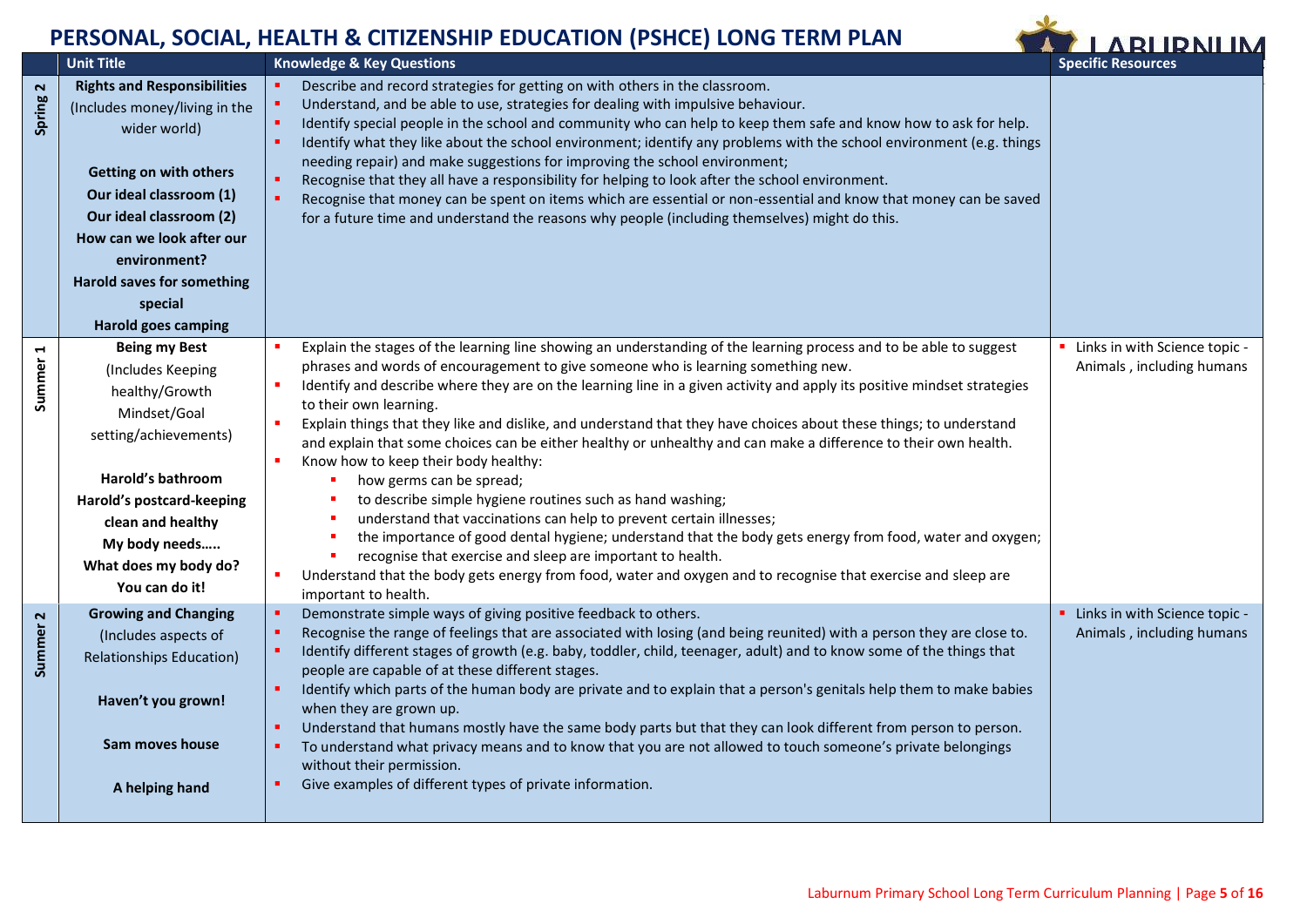# PERSONAL, SOCIAL, HEALTH & CITIZENSHIP EDUCATION (PSHCE) LONG TERM PLAN

| | Unit Title | Knowledge & Key Questions | Specific Resources |
|---|---|---|---|
| Spring 2 | **Rights and Responsibilities** (Includes money/living in the wider world)<br><br>**Getting on with others**<br>**Our ideal classroom (1)**<br>**Our ideal classroom (2)**<br>**How can we look after our environment?**<br>**Harold saves for something special**<br>**Harold goes camping** | ▪ Describe and record strategies for getting on with others in the classroom.<br>▪ Understand, and be able to use, strategies for dealing with impulsive behaviour.<br>▪ Identify special people in the school and community who can help to keep them safe and know how to ask for help.<br>▪ Identify what they like about the school environment; identify any problems with the school environment (e.g. things needing repair) and make suggestions for improving the school environment;<br>▪ Recognise that they all have a responsibility for helping to look after the school environment.<br>▪ Recognise that money can be spent on items which are essential or non-essential and know that money can be saved for a future time and understand the reasons why people (including themselves) might do this. | |
| Summer 1 | **Being my Best** (Includes Keeping healthy/Growth Mindset/Goal setting/achievements)<br><br>**Harold's bathroom**<br>**Harold's postcard-keeping clean and healthy**<br>**My body needs…..**<br>**What does my body do?**<br>**You can do it!** | ▪ Explain the stages of the learning line showing an understanding of the learning process and to be able to suggest phrases and words of encouragement to give someone who is learning something new.<br>▪ Identify and describe where they are on the learning line in a given activity and apply its positive mindset strategies to their own learning.<br>▪ Explain things that they like and dislike, and understand that they have choices about these things; to understand and explain that some choices can be either healthy or unhealthy and can make a difference to their own health.<br>▪ Know how to keep their body healthy:<br>&nbsp;&nbsp;&nbsp;&nbsp;▪ how germs can be spread;<br>&nbsp;&nbsp;&nbsp;&nbsp;▪ to describe simple hygiene routines such as hand washing;<br>&nbsp;&nbsp;&nbsp;&nbsp;▪ understand that vaccinations can help to prevent certain illnesses;<br>&nbsp;&nbsp;&nbsp;&nbsp;▪ the importance of good dental hygiene; understand that the body gets energy from food, water and oxygen;<br>&nbsp;&nbsp;&nbsp;&nbsp;▪ recognise that exercise and sleep are important to health.<br>▪ Understand that the body gets energy from food, water and oxygen and to recognise that exercise and sleep are important to health. | ▪ Links in with Science topic - Animals , including humans |
| Summer 2 | **Growing and Changing** (Includes aspects of Relationships Education)<br><br>**Haven't you grown!**<br><br>**Sam moves house**<br><br>**A helping hand** | ▪ Demonstrate simple ways of giving positive feedback to others.<br>▪ Recognise the range of feelings that are associated with losing (and being reunited) with a person they are close to.<br>▪ Identify different stages of growth (e.g. baby, toddler, child, teenager, adult) and to know some of the things that people are capable of at these different stages.<br>▪ Identify which parts of the human body are private and to explain that a person's genitals help them to make babies when they are grown up.<br>▪ Understand that humans mostly have the same body parts but that they can look different from person to person.<br>▪ To understand what privacy means and to know that you are not allowed to touch someone's private belongings without their permission.<br>▪ Give examples of different types of private information. | ▪ Links in with Science topic - Animals , including humans |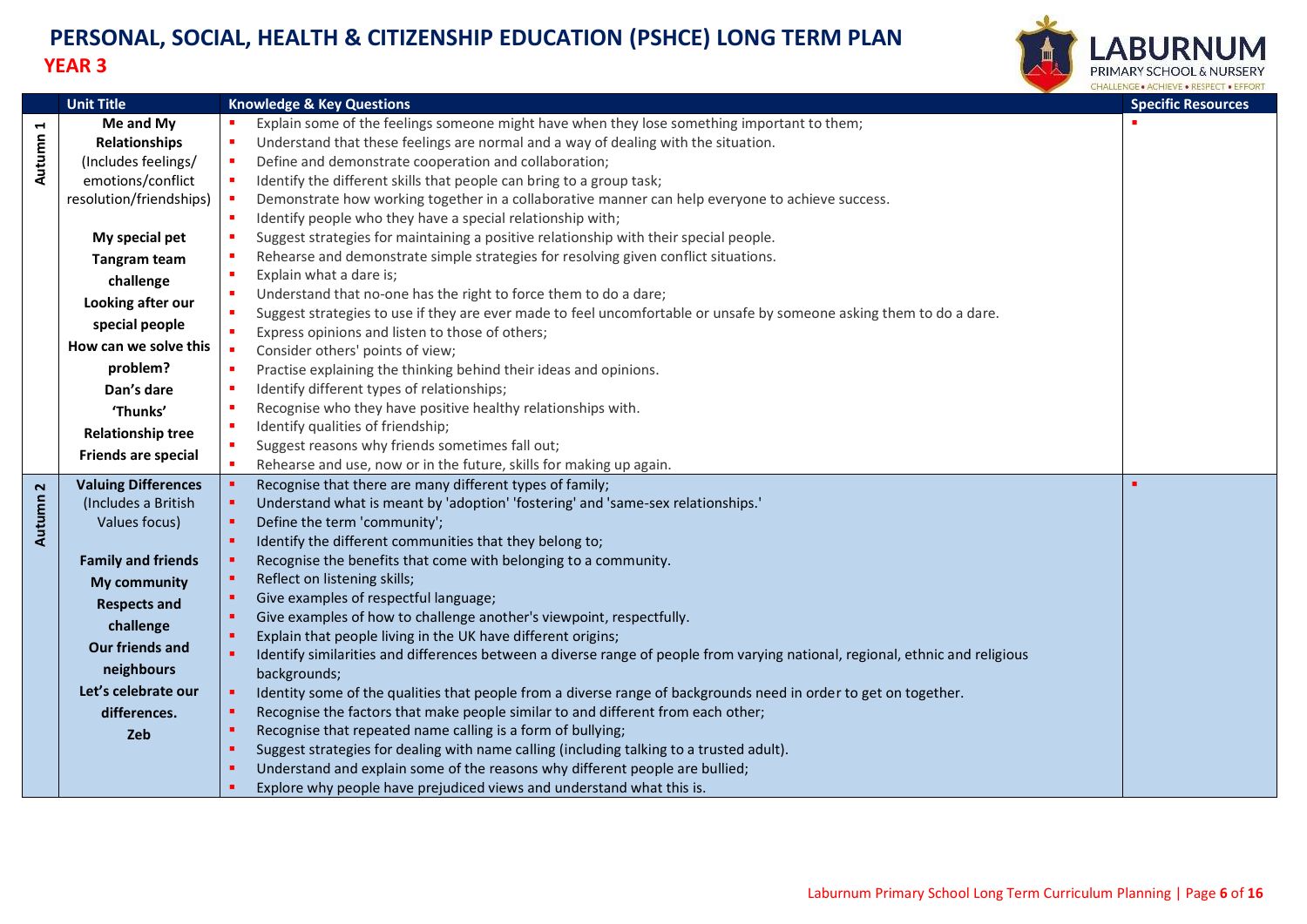# PERSONAL, SOCIAL, HEALTH & CITIZENSHIP EDUCATION (PSHCE) LONG TERM PLAN

## YEAR 3

LABURNUM PRIMARY SCHOOL & NURSERY
CHALLENGE • ACHIEVE • RESPECT • EFFORT

| | Unit Title | Knowledge & Key Questions | Specific Resources |
|---|---|---|---|
| Autumn 1 | **Me and My Relationships** (Includes feelings/ emotions/conflict resolution/friendships)<br><br>**My special pet**<br>**Tangram team challenge**<br>**Looking after our special people**<br>**How can we solve this problem?**<br>**Dan's dare**<br>**'Thunks'**<br>**Relationship tree**<br>**Friends are special** | - Explain some of the feelings someone might have when they lose something important to them;<br>- Understand that these feelings are normal and a way of dealing with the situation.<br>- Define and demonstrate cooperation and collaboration;<br>- Identify the different skills that people can bring to a group task;<br>- Demonstrate how working together in a collaborative manner can help everyone to achieve success.<br>- Identify people who they have a special relationship with;<br>- Suggest strategies for maintaining a positive relationship with their special people.<br>- Rehearse and demonstrate simple strategies for resolving given conflict situations.<br>- Explain what a dare is;<br>- Understand that no-one has the right to force them to do a dare;<br>- Suggest strategies to use if they are ever made to feel uncomfortable or unsafe by someone asking them to do a dare.<br>- Express opinions and listen to those of others;<br>- Consider others' points of view;<br>- Practise explaining the thinking behind their ideas and opinions.<br>- Identify different types of relationships;<br>- Recognise who they have positive healthy relationships with.<br>- Identify qualities of friendship;<br>- Suggest reasons why friends sometimes fall out;<br>- Rehearse and use, now or in the future, skills for making up again. | - |
| Autumn 2 | **Valuing Differences** (Includes a British Values focus)<br><br>**Family and friends**<br>**My community**<br>**Respects and challenge**<br>**Our friends and neighbours**<br>**Let's celebrate our differences.**<br>**Zeb** | - Recognise that there are many different types of family;<br>- Understand what is meant by 'adoption' 'fostering' and 'same-sex relationships.'<br>- Define the term 'community';<br>- Identify the different communities that they belong to;<br>- Recognise the benefits that come with belonging to a community.<br>- Reflect on listening skills;<br>- Give examples of respectful language;<br>- Give examples of how to challenge another's viewpoint, respectfully.<br>- Explain that people living in the UK have different origins;<br>- Identify similarities and differences between a diverse range of people from varying national, regional, ethnic and religious backgrounds;<br>- Identity some of the qualities that people from a diverse range of backgrounds need in order to get on together.<br>- Recognise the factors that make people similar to and different from each other;<br>- Recognise that repeated name calling is a form of bullying;<br>- Suggest strategies for dealing with name calling (including talking to a trusted adult).<br>- Understand and explain some of the reasons why different people are bullied;<br>- Explore why people have prejudiced views and understand what this is. | - |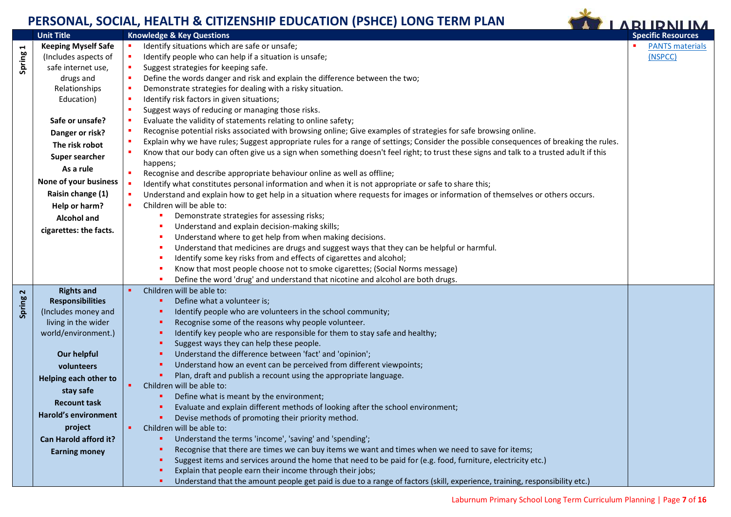# PERSONAL, SOCIAL, HEALTH & CITIZENSHIP EDUCATION (PSHCE) LONG TERM PLAN

| | Unit Title | Knowledge & Key Questions | Specific Resources |
|---|---|---|---|
| Spring 1 | **Keeping Myself Safe** (Includes aspects of safe internet use, drugs and Relationships Education)<br><br>**Safe or unsafe?**<br>**Danger or risk?**<br>**The risk robot**<br>**Super searcher**<br>**As a rule**<br>**None of your business**<br>**Raisin change (1)**<br>**Help or harm?**<br>**Alcohol and cigarettes: the facts.** | ▪ Identify situations which are safe or unsafe;<br>▪ Identify people who can help if a situation is unsafe;<br>▪ Suggest strategies for keeping safe.<br>▪ Define the words danger and risk and explain the difference between the two;<br>▪ Demonstrate strategies for dealing with a risky situation.<br>▪ Identify risk factors in given situations;<br>▪ Suggest ways of reducing or managing those risks.<br>▪ Evaluate the validity of statements relating to online safety;<br>▪ Recognise potential risks associated with browsing online; Give examples of strategies for safe browsing online.<br>▪ Explain why we have rules; Suggest appropriate rules for a range of settings; Consider the possible consequences of breaking the rules.<br>▪ Know that our body can often give us a sign when something doesn't feel right; to trust these signs and talk to a trusted adult if this happens;<br>▪ Recognise and describe appropriate behaviour online as well as offline;<br>▪ Identify what constitutes personal information and when it is not appropriate or safe to share this;<br>▪ Understand and explain how to get help in a situation where requests for images or information of themselves or others occurs.<br>▪ Children will be able to:<br>&nbsp;&nbsp;&nbsp;&nbsp;▪ Demonstrate strategies for assessing risks;<br>&nbsp;&nbsp;&nbsp;&nbsp;▪ Understand and explain decision-making skills;<br>&nbsp;&nbsp;&nbsp;&nbsp;▪ Understand where to get help from when making decisions.<br>&nbsp;&nbsp;&nbsp;&nbsp;▪ Understand that medicines are drugs and suggest ways that they can be helpful or harmful.<br>&nbsp;&nbsp;&nbsp;&nbsp;▪ Identify some key risks from and effects of cigarettes and alcohol;<br>&nbsp;&nbsp;&nbsp;&nbsp;▪ Know that most people choose not to smoke cigarettes; (Social Norms message)<br>&nbsp;&nbsp;&nbsp;&nbsp;▪ Define the word 'drug' and understand that nicotine and alcohol are both drugs. | ▪ PANTS materials (NSPCC) |
| Spring 2 | **Rights and Responsibilities** (Includes money and living in the wider world/environment.)<br><br>**Our helpful volunteers**<br>**Helping each other to stay safe**<br>**Recount task**<br>**Harold's environment project**<br>**Can Harold afford it?**<br>**Earning money** | ▪ Children will be able to:<br>&nbsp;&nbsp;&nbsp;&nbsp;▪ Define what a volunteer is;<br>&nbsp;&nbsp;&nbsp;&nbsp;▪ Identify people who are volunteers in the school community;<br>&nbsp;&nbsp;&nbsp;&nbsp;▪ Recognise some of the reasons why people volunteer.<br>&nbsp;&nbsp;&nbsp;&nbsp;▪ Identify key people who are responsible for them to stay safe and healthy;<br>&nbsp;&nbsp;&nbsp;&nbsp;▪ Suggest ways they can help these people.<br>&nbsp;&nbsp;&nbsp;&nbsp;▪ Understand the difference between 'fact' and 'opinion';<br>&nbsp;&nbsp;&nbsp;&nbsp;▪ Understand how an event can be perceived from different viewpoints;<br>&nbsp;&nbsp;&nbsp;&nbsp;▪ Plan, draft and publish a recount using the appropriate language.<br>▪ Children will be able to:<br>&nbsp;&nbsp;&nbsp;&nbsp;▪ Define what is meant by the environment;<br>&nbsp;&nbsp;&nbsp;&nbsp;▪ Evaluate and explain different methods of looking after the school environment;<br>&nbsp;&nbsp;&nbsp;&nbsp;▪ Devise methods of promoting their priority method.<br>▪ Children will be able to:<br>&nbsp;&nbsp;&nbsp;&nbsp;▪ Understand the terms 'income', 'saving' and 'spending';<br>&nbsp;&nbsp;&nbsp;&nbsp;▪ Recognise that there are times we can buy items we want and times when we need to save for items;<br>&nbsp;&nbsp;&nbsp;&nbsp;▪ Suggest items and services around the home that need to be paid for (e.g. food, furniture, electricity etc.)<br>&nbsp;&nbsp;&nbsp;&nbsp;▪ Explain that people earn their income through their jobs;<br>&nbsp;&nbsp;&nbsp;&nbsp;▪ Understand that the amount people get paid is due to a range of factors (skill, experience, training, responsibility etc.) | |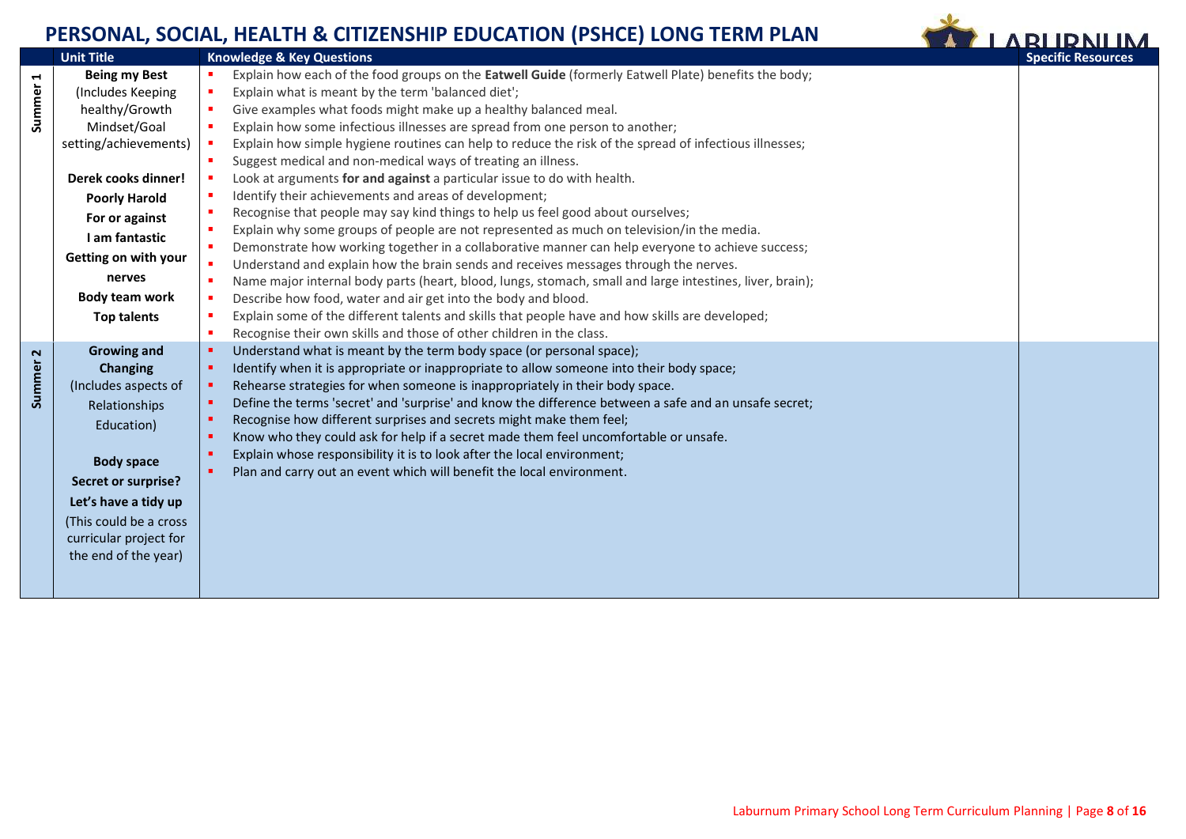# PERSONAL, SOCIAL, HEALTH & CITIZENSHIP EDUCATION (PSHCE) LONG TERM PLAN

| | Unit Title | Knowledge & Key Questions | Specific Resources |
|---|---|---|---|
| Summer 1 | **Being my Best** (Includes Keeping healthy/Growth Mindset/Goal setting/achievements)<br><br>**Derek cooks dinner!**<br>**Poorly Harold**<br>**For or against**<br>**I am fantastic**<br>**Getting on with your nerves**<br>**Body team work**<br>**Top talents** | ▪ Explain how each of the food groups on the **Eatwell Guide** (formerly Eatwell Plate) benefits the body;<br>▪ Explain what is meant by the term 'balanced diet';<br>▪ Give examples what foods might make up a healthy balanced meal.<br>▪ Explain how some infectious illnesses are spread from one person to another;<br>▪ Explain how simple hygiene routines can help to reduce the risk of the spread of infectious illnesses;<br>▪ Suggest medical and non-medical ways of treating an illness.<br>▪ Look at arguments **for and against** a particular issue to do with health.<br>▪ Identify their achievements and areas of development;<br>▪ Recognise that people may say kind things to help us feel good about ourselves;<br>▪ Explain why some groups of people are not represented as much on television/in the media.<br>▪ Demonstrate how working together in a collaborative manner can help everyone to achieve success;<br>▪ Understand and explain how the brain sends and receives messages through the nerves.<br>▪ Name major internal body parts (heart, blood, lungs, stomach, small and large intestines, liver, brain);<br>▪ Describe how food, water and air get into the body and blood.<br>▪ Explain some of the different talents and skills that people have and how skills are developed;<br>▪ Recognise their own skills and those of other children in the class. | |
| Summer 2 | **Growing and Changing** (Includes aspects of Relationships Education)<br><br>**Body space**<br>**Secret or surprise?**<br>**Let's have a tidy up**<br>(This could be a cross curricular project for the end of the year) | ▪ Understand what is meant by the term body space (or personal space);<br>▪ Identify when it is appropriate or inappropriate to allow someone into their body space;<br>▪ Rehearse strategies for when someone is inappropriately in their body space.<br>▪ Define the terms 'secret' and 'surprise' and know the difference between a safe and an unsafe secret;<br>▪ Recognise how different surprises and secrets might make them feel;<br>▪ Know who they could ask for help if a secret made them feel uncomfortable or unsafe.<br>▪ Explain whose responsibility it is to look after the local environment;<br>▪ Plan and carry out an event which will benefit the local environment. | |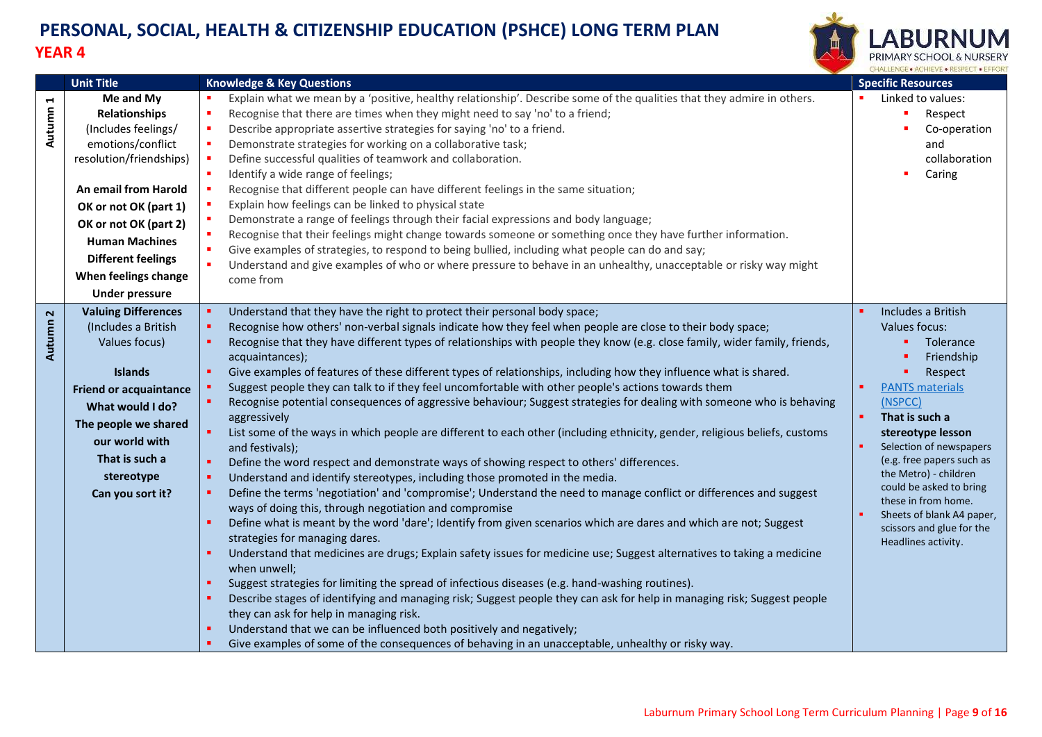# PERSONAL, SOCIAL, HEALTH & CITIZENSHIP EDUCATION (PSHCE) LONG TERM PLAN

## YEAR 4

| | Unit Title | Knowledge & Key Questions | Specific Resources |
|---|---|---|---|
| Autumn 1 | **Me and My Relationships** (Includes feelings/ emotions/conflict resolution/friendships)<br><br>**An email from Harold**<br>**OK or not OK (part 1)**<br>**OK or not OK (part 2)**<br>**Human Machines**<br>**Different feelings**<br>**When feelings change**<br>**Under pressure** | • Explain what we mean by a 'positive, healthy relationship'. Describe some of the qualities that they admire in others.<br>• Recognise that there are times when they might need to say 'no' to a friend;<br>• Describe appropriate assertive strategies for saying 'no' to a friend.<br>• Demonstrate strategies for working on a collaborative task;<br>• Define successful qualities of teamwork and collaboration.<br>• Identify a wide range of feelings;<br>• Recognise that different people can have different feelings in the same situation;<br>• Explain how feelings can be linked to physical state<br>• Demonstrate a range of feelings through their facial expressions and body language;<br>• Recognise that their feelings might change towards someone or something once they have further information.<br>• Give examples of strategies, to respond to being bullied, including what people can do and say;<br>• Understand and give examples of who or where pressure to behave in an unhealthy, unacceptable or risky way might come from | • Linked to values:<br>  • Respect<br>  • Co-operation and collaboration<br>  • Caring |
| Autumn 2 | **Valuing Differences** (Includes a British Values focus)<br><br>**Islands**<br>**Friend or acquaintance**<br>**What would I do?**<br>**The people we shared our world with**<br>**That is such a stereotype**<br>**Can you sort it?** | • Understand that they have the right to protect their personal body space;<br>• Recognise how others' non-verbal signals indicate how they feel when people are close to their body space;<br>• Recognise that they have different types of relationships with people they know (e.g. close family, wider family, friends, acquaintances);<br>• Give examples of features of these different types of relationships, including how they influence what is shared.<br>• Suggest people they can talk to if they feel uncomfortable with other people's actions towards them<br>• Recognise potential consequences of aggressive behaviour; Suggest strategies for dealing with someone who is behaving aggressively<br>• List some of the ways in which people are different to each other (including ethnicity, gender, religious beliefs, customs and festivals);<br>• Define the word respect and demonstrate ways of showing respect to others' differences.<br>• Understand and identify stereotypes, including those promoted in the media.<br>• Define the terms 'negotiation' and 'compromise'; Understand the need to manage conflict or differences and suggest ways of doing this, through negotiation and compromise<br>• Define what is meant by the word 'dare'; Identify from given scenarios which are dares and which are not; Suggest strategies for managing dares.<br>• Understand that medicines are drugs; Explain safety issues for medicine use; Suggest alternatives to taking a medicine when unwell;<br>• Suggest strategies for limiting the spread of infectious diseases (e.g. hand-washing routines).<br>• Describe stages of identifying and managing risk; Suggest people they can ask for help in managing risk; Suggest people they can ask for help in managing risk.<br>• Understand that we can be influenced both positively and negatively;<br>• Give examples of some of the consequences of behaving in an unacceptable, unhealthy or risky way. | • Includes a British Values focus:<br>  • Tolerance<br>  • Friendship<br>  • Respect<br>• PANTS materials (NSPCC)<br>• **That is such a stereotype lesson**<br>• Selection of newspapers (e.g. free papers such as the Metro) - children could be asked to bring these in from home.<br>• Sheets of blank A4 paper, scissors and glue for the Headlines activity. |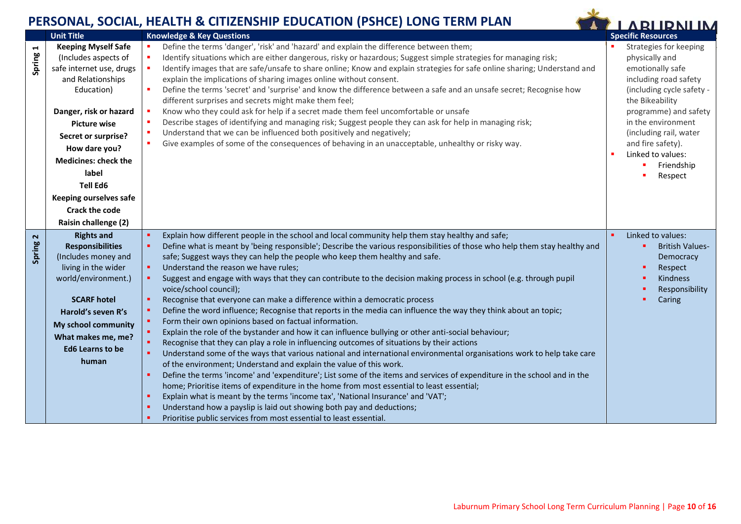# PERSONAL, SOCIAL, HEALTH & CITIZENSHIP EDUCATION (PSHCE) LONG TERM PLAN

| | Unit Title | Knowledge & Key Questions | Specific Resources |
|---|---|---|---|
| Spring 1 | **Keeping Myself Safe** (Includes aspects of safe internet use, drugs and Relationships Education)<br><br>**Danger, risk or hazard**<br>**Picture wise**<br>**Secret or surprise?**<br>**How dare you?**<br>**Medicines: check the label**<br>**Tell Ed6**<br>**Keeping ourselves safe**<br>**Crack the code**<br>**Raisin challenge (2)** | ▪ Define the terms 'danger', 'risk' and 'hazard' and explain the difference between them;<br>▪ Identify situations which are either dangerous, risky or hazardous; Suggest simple strategies for managing risk;<br>▪ Identify images that are safe/unsafe to share online; Know and explain strategies for safe online sharing; Understand and explain the implications of sharing images online without consent.<br>▪ Define the terms 'secret' and 'surprise' and know the difference between a safe and an unsafe secret; Recognise how different surprises and secrets might make them feel;<br>▪ Know who they could ask for help if a secret made them feel uncomfortable or unsafe<br>▪ Describe stages of identifying and managing risk; Suggest people they can ask for help in managing risk;<br>▪ Understand that we can be influenced both positively and negatively;<br>▪ Give examples of some of the consequences of behaving in an unacceptable, unhealthy or risky way. | ▪ Strategies for keeping physically and emotionally safe including road safety (including cycle safety - the Bikeability programme) and safety in the environment (including rail, water and fire safety).<br>▪ Linked to values:<br>&nbsp;&nbsp;▪ Friendship<br>&nbsp;&nbsp;▪ Respect |
| Spring 2 | **Rights and Responsibilities** (Includes money and living in the wider world/environment.)<br><br>**SCARF hotel**<br>**Harold's seven R's**<br>**My school community**<br>**What makes me, me?**<br>**Ed6 Learns to be human** | ▪ Explain how different people in the school and local community help them stay healthy and safe;<br>▪ Define what is meant by 'being responsible'; Describe the various responsibilities of those who help them stay healthy and safe; Suggest ways they can help the people who keep them healthy and safe.<br>▪ Understand the reason we have rules;<br>▪ Suggest and engage with ways that they can contribute to the decision making process in school (e.g. through pupil voice/school council);<br>▪ Recognise that everyone can make a difference within a democratic process<br>▪ Define the word influence; Recognise that reports in the media can influence the way they think about an topic;<br>▪ Form their own opinions based on factual information.<br>▪ Explain the role of the bystander and how it can influence bullying or other anti-social behaviour;<br>▪ Recognise that they can play a role in influencing outcomes of situations by their actions<br>▪ Understand some of the ways that various national and international environmental organisations work to help take care of the environment; Understand and explain the value of this work.<br>▪ Define the terms 'income' and 'expenditure'; List some of the items and services of expenditure in the school and in the home; Prioritise items of expenditure in the home from most essential to least essential;<br>▪ Explain what is meant by the terms 'income tax', 'National Insurance' and 'VAT';<br>▪ Understand how a payslip is laid out showing both pay and deductions;<br>▪ Prioritise public services from most essential to least essential. | ▪ Linked to values:<br>&nbsp;&nbsp;▪ British Values-Democracy<br>&nbsp;&nbsp;▪ Respect<br>&nbsp;&nbsp;▪ Kindness<br>&nbsp;&nbsp;▪ Responsibility<br>&nbsp;&nbsp;▪ Caring |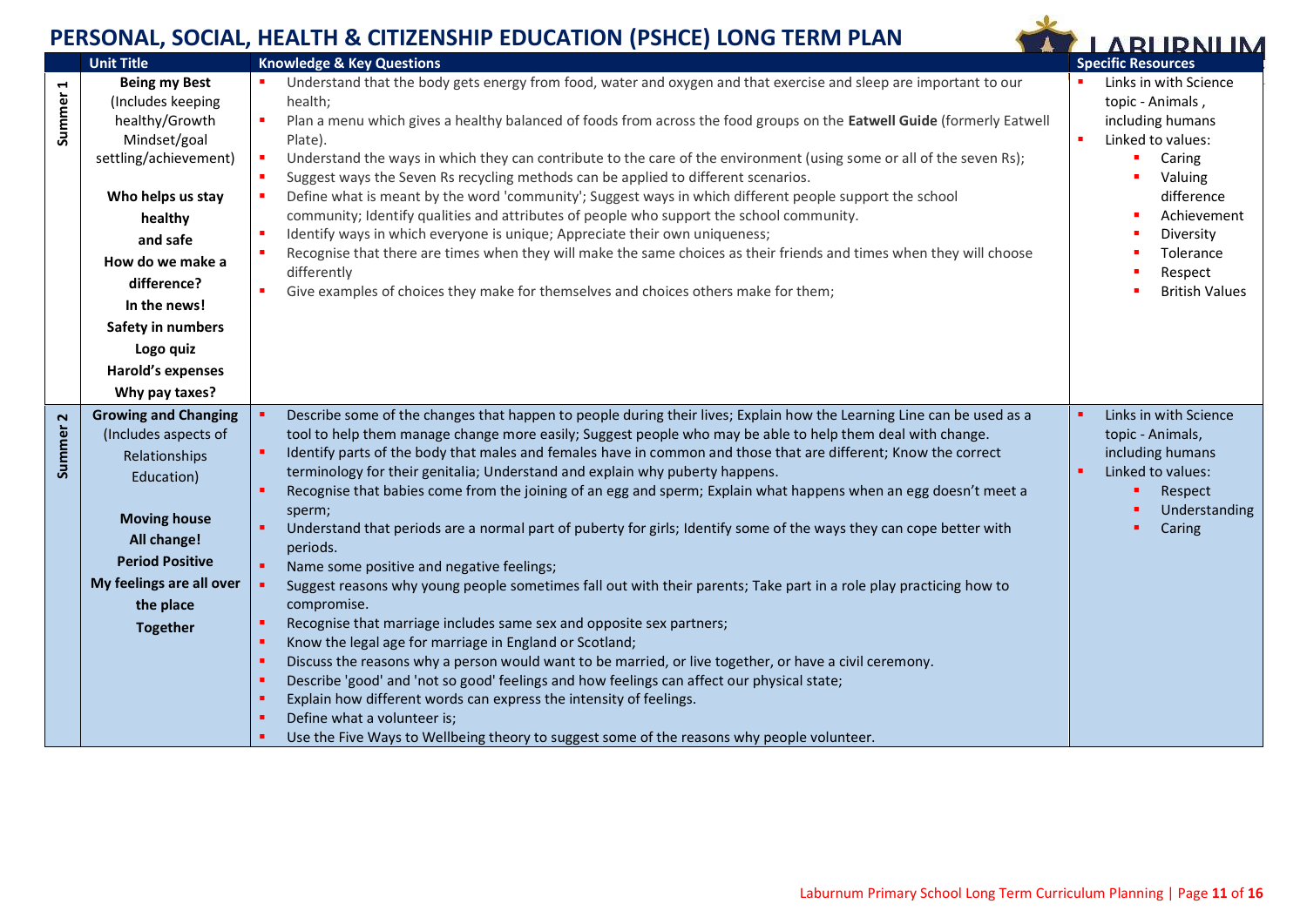# PERSONAL, SOCIAL, HEALTH & CITIZENSHIP EDUCATION (PSHCE) LONG TERM PLAN

| | Unit Title | Knowledge & Key Questions | Specific Resources |
|---|---|---|---|
| **Summer 1** | **Being my Best** (Includes keeping healthy/Growth Mindset/goal settling/achievement)<br><br>**Who helps us stay healthy and safe**<br>**How do we make a difference?**<br>**In the news!**<br>**Safety in numbers**<br>**Logo quiz**<br>**Harold's expenses**<br>**Why pay taxes?** | ▪ Understand that the body gets energy from food, water and oxygen and that exercise and sleep are important to our health;<br>▪ Plan a menu which gives a healthy balanced of foods from across the food groups on the **Eatwell Guide** (formerly Eatwell Plate).<br>▪ Understand the ways in which they can contribute to the care of the environment (using some or all of the seven Rs);<br>▪ Suggest ways the Seven Rs recycling methods can be applied to different scenarios.<br>▪ Define what is meant by the word 'community'; Suggest ways in which different people support the school community; Identify qualities and attributes of people who support the school community.<br>▪ Identify ways in which everyone is unique; Appreciate their own uniqueness;<br>▪ Recognise that there are times when they will make the same choices as their friends and times when they will choose differently<br>▪ Give examples of choices they make for themselves and choices others make for them; | ▪ Links in with Science topic - Animals , including humans<br>▪ Linked to values:<br>▪ Caring<br>▪ Valuing difference<br>▪ Achievement<br>▪ Diversity<br>▪ Tolerance<br>▪ Respect<br>▪ British Values |
| **Summer 2** | **Growing and Changing** (Includes aspects of Relationships Education)<br><br>**Moving house**<br>**All change!**<br>**Period Positive**<br>**My feelings are all over the place**<br>**Together** | ▪ Describe some of the changes that happen to people during their lives; Explain how the Learning Line can be used as a tool to help them manage change more easily; Suggest people who may be able to help them deal with change.<br>▪ Identify parts of the body that males and females have in common and those that are different; Know the correct terminology for their genitalia; Understand and explain why puberty happens.<br>▪ Recognise that babies come from the joining of an egg and sperm; Explain what happens when an egg doesn't meet a sperm;<br>▪ Understand that periods are a normal part of puberty for girls; Identify some of the ways they can cope better with periods.<br>▪ Name some positive and negative feelings;<br>▪ Suggest reasons why young people sometimes fall out with their parents; Take part in a role play practicing how to compromise.<br>▪ Recognise that marriage includes same sex and opposite sex partners;<br>▪ Know the legal age for marriage in England or Scotland;<br>▪ Discuss the reasons why a person would want to be married, or live together, or have a civil ceremony.<br>▪ Describe 'good' and 'not so good' feelings and how feelings can affect our physical state;<br>▪ Explain how different words can express the intensity of feelings.<br>▪ Define what a volunteer is;<br>▪ Use the Five Ways to Wellbeing theory to suggest some of the reasons why people volunteer. | ▪ Links in with Science topic - Animals, including humans<br>▪ Linked to values:<br>▪ Respect<br>▪ Understanding<br>▪ Caring |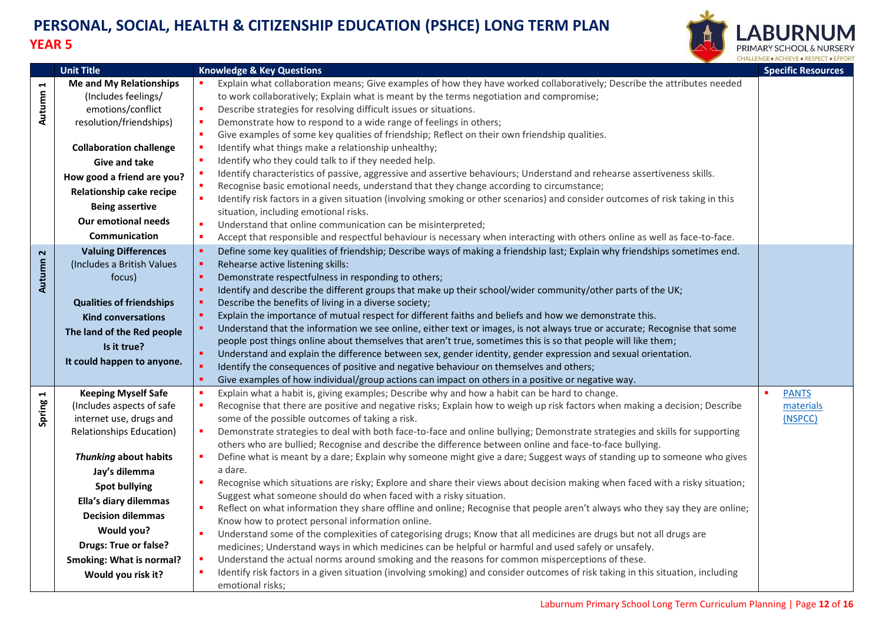# PERSONAL, SOCIAL, HEALTH & CITIZENSHIP EDUCATION (PSHCE) LONG TERM PLAN

## YEAR 5

| | Unit Title | Knowledge & Key Questions | Specific Resources |
|---|---|---|---|
| Autumn 1 | **Me and My Relationships** (Includes feelings/ emotions/conflict resolution/friendships)<br><br>**Collaboration challenge**<br>**Give and take**<br>**How good a friend are you?**<br>**Relationship cake recipe**<br>**Being assertive**<br>**Our emotional needs**<br>**Communication** | ▪ Explain what collaboration means; Give examples of how they have worked collaboratively; Describe the attributes needed to work collaboratively; Explain what is meant by the terms negotiation and compromise;<br>▪ Describe strategies for resolving difficult issues or situations.<br>▪ Demonstrate how to respond to a wide range of feelings in others;<br>▪ Give examples of some key qualities of friendship; Reflect on their own friendship qualities.<br>▪ Identify what things make a relationship unhealthy;<br>▪ Identify who they could talk to if they needed help.<br>▪ Identify characteristics of passive, aggressive and assertive behaviours; Understand and rehearse assertiveness skills.<br>▪ Recognise basic emotional needs, understand that they change according to circumstance;<br>▪ Identify risk factors in a given situation (involving smoking or other scenarios) and consider outcomes of risk taking in this situation, including emotional risks.<br>▪ Understand that online communication can be misinterpreted;<br>▪ Accept that responsible and respectful behaviour is necessary when interacting with others online as well as face-to-face. | |
| Autumn 2 | **Valuing Differences** (Includes a British Values focus)<br><br>**Qualities of friendships**<br>**Kind conversations**<br>**The land of the Red people**<br>**Is it true?**<br>**It could happen to anyone.** | ▪ Define some key qualities of friendship; Describe ways of making a friendship last; Explain why friendships sometimes end.<br>▪ Rehearse active listening skills:<br>▪ Demonstrate respectfulness in responding to others;<br>▪ Identify and describe the different groups that make up their school/wider community/other parts of the UK;<br>▪ Describe the benefits of living in a diverse society;<br>▪ Explain the importance of mutual respect for different faiths and beliefs and how we demonstrate this.<br>▪ Understand that the information we see online, either text or images, is not always true or accurate; Recognise that some people post things online about themselves that aren't true, sometimes this is so that people will like them;<br>▪ Understand and explain the difference between sex, gender identity, gender expression and sexual orientation.<br>▪ Identify the consequences of positive and negative behaviour on themselves and others;<br>▪ Give examples of how individual/group actions can impact on others in a positive or negative way. | |
| Spring 1 | **Keeping Myself Safe** (Includes aspects of safe internet use, drugs and Relationships Education)<br><br>***Thunking* about habits**<br>**Jay's dilemma**<br>**Spot bullying**<br>**Ella's diary dilemmas**<br>**Decision dilemmas**<br>**Would you?**<br>**Drugs: True or false?**<br>**Smoking: What is normal?**<br>**Would you risk it?** | ▪ Explain what a habit is, giving examples; Describe why and how a habit can be hard to change.<br>▪ Recognise that there are positive and negative risks; Explain how to weigh up risk factors when making a decision; Describe some of the possible outcomes of taking a risk.<br>▪ Demonstrate strategies to deal with both face-to-face and online bullying; Demonstrate strategies and skills for supporting others who are bullied; Recognise and describe the difference between online and face-to-face bullying.<br>▪ Define what is meant by a dare; Explain why someone might give a dare; Suggest ways of standing up to someone who gives a dare.<br>▪ Recognise which situations are risky; Explore and share their views about decision making when faced with a risky situation; Suggest what someone should do when faced with a risky situation.<br>▪ Reflect on what information they share offline and online; Recognise that people aren't always who they say they are online; Know how to protect personal information online.<br>▪ Understand some of the complexities of categorising drugs; Know that all medicines are drugs but not all drugs are medicines; Understand ways in which medicines can be helpful or harmful and used safely or unsafely.<br>▪ Understand the actual norms around smoking and the reasons for common misperceptions of these.<br>▪ Identify risk factors in a given situation (involving smoking) and consider outcomes of risk taking in this situation, including emotional risks; | ▪ PANTS materials (NSPCC) |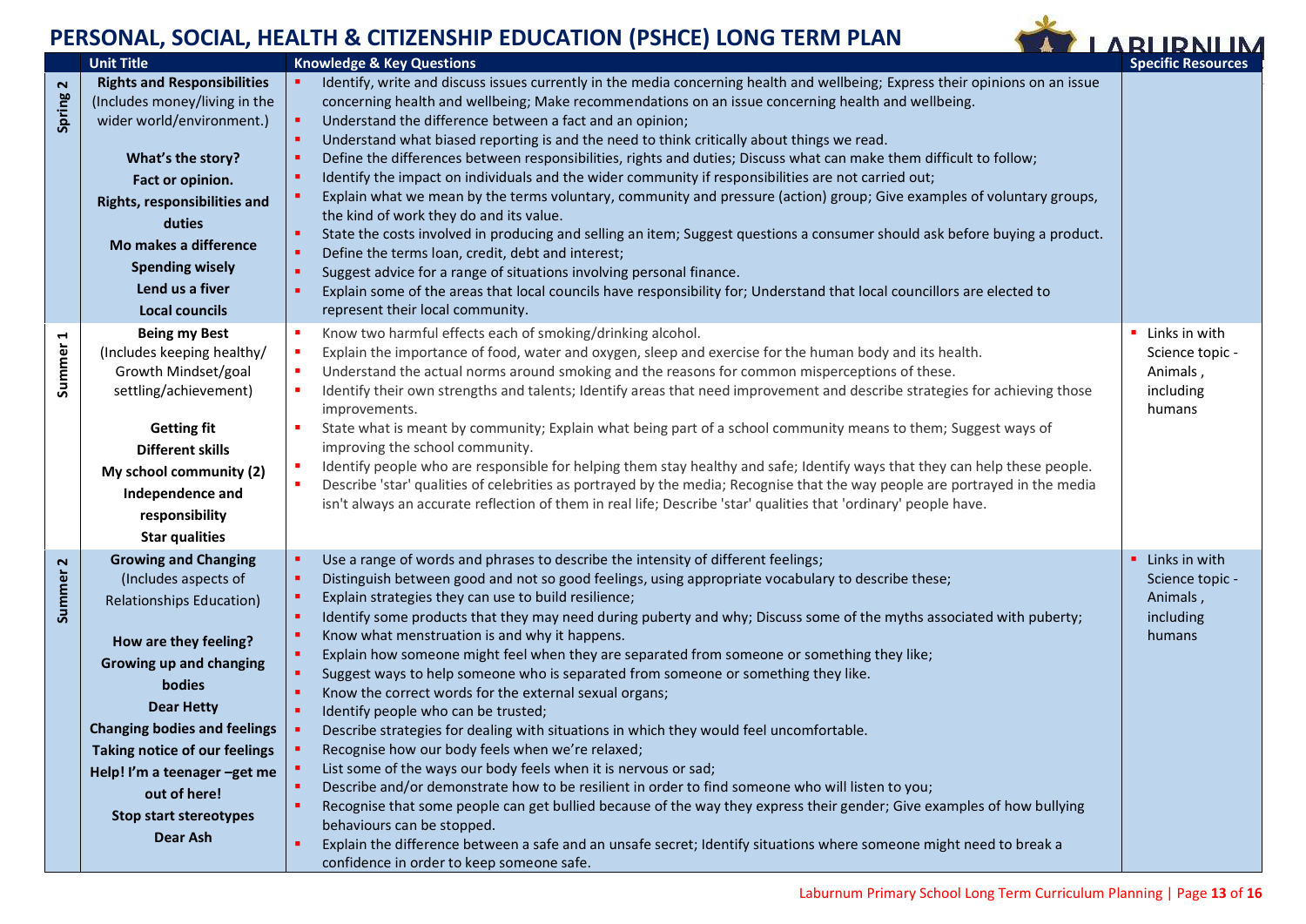# PERSONAL, SOCIAL, HEALTH & CITIZENSHIP EDUCATION (PSHCE) LONG TERM PLAN

| | Unit Title | Knowledge & Key Questions | Specific Resources |
|---|---|---|---|
| Spring 2 | **Rights and Responsibilities** (Includes money/living in the wider world/environment.)<br><br>**What's the story?**<br>**Fact or opinion.**<br>**Rights, responsibilities and duties**<br>**Mo makes a difference**<br>**Spending wisely**<br>**Lend us a fiver**<br>**Local councils** | ▪ Identify, write and discuss issues currently in the media concerning health and wellbeing; Express their opinions on an issue concerning health and wellbeing; Make recommendations on an issue concerning health and wellbeing.<br>▪ Understand the difference between a fact and an opinion;<br>▪ Understand what biased reporting is and the need to think critically about things we read.<br>▪ Define the differences between responsibilities, rights and duties; Discuss what can make them difficult to follow;<br>▪ Identify the impact on individuals and the wider community if responsibilities are not carried out;<br>▪ Explain what we mean by the terms voluntary, community and pressure (action) group; Give examples of voluntary groups, the kind of work they do and its value.<br>▪ State the costs involved in producing and selling an item; Suggest questions a consumer should ask before buying a product.<br>▪ Define the terms loan, credit, debt and interest;<br>▪ Suggest advice for a range of situations involving personal finance.<br>▪ Explain some of the areas that local councils have responsibility for; Understand that local councillors are elected to represent their local community. | |
| Summer 1 | **Being my Best** (Includes keeping healthy/ Growth Mindset/goal settling/achievement)<br><br>**Getting fit**<br>**Different skills**<br>**My school community (2)**<br>**Independence and responsibility**<br>**Star qualities** | ▪ Know two harmful effects each of smoking/drinking alcohol.<br>▪ Explain the importance of food, water and oxygen, sleep and exercise for the human body and its health.<br>▪ Understand the actual norms around smoking and the reasons for common misperceptions of these.<br>▪ Identify their own strengths and talents; Identify areas that need improvement and describe strategies for achieving those improvements.<br>▪ State what is meant by community; Explain what being part of a school community means to them; Suggest ways of improving the school community.<br>▪ Identify people who are responsible for helping them stay healthy and safe; Identify ways that they can help these people.<br>▪ Describe 'star' qualities of celebrities as portrayed by the media; Recognise that the way people are portrayed in the media isn't always an accurate reflection of them in real life; Describe 'star' qualities that 'ordinary' people have. | ▪ Links in with Science topic - Animals , including humans |
| Summer 2 | **Growing and Changing** (Includes aspects of Relationships Education)<br><br>**How are they feeling?**<br>**Growing up and changing bodies**<br>**Dear Hetty**<br>**Changing bodies and feelings**<br>**Taking notice of our feelings**<br>**Help! I'm a teenager –get me out of here!**<br>**Stop start stereotypes**<br>**Dear Ash** | ▪ Use a range of words and phrases to describe the intensity of different feelings;<br>▪ Distinguish between good and not so good feelings, using appropriate vocabulary to describe these;<br>▪ Explain strategies they can use to build resilience;<br>▪ Identify some products that they may need during puberty and why; Discuss some of the myths associated with puberty;<br>▪ Know what menstruation is and why it happens.<br>▪ Explain how someone might feel when they are separated from someone or something they like;<br>▪ Suggest ways to help someone who is separated from someone or something they like.<br>▪ Know the correct words for the external sexual organs;<br>▪ Identify people who can be trusted;<br>▪ Describe strategies for dealing with situations in which they would feel uncomfortable.<br>▪ Recognise how our body feels when we're relaxed;<br>▪ List some of the ways our body feels when it is nervous or sad;<br>▪ Describe and/or demonstrate how to be resilient in order to find someone who will listen to you;<br>▪ Recognise that some people can get bullied because of the way they express their gender; Give examples of how bullying behaviours can be stopped.<br>▪ Explain the difference between a safe and an unsafe secret; Identify situations where someone might need to break a confidence in order to keep someone safe. | ▪ Links in with Science topic - Animals , including humans |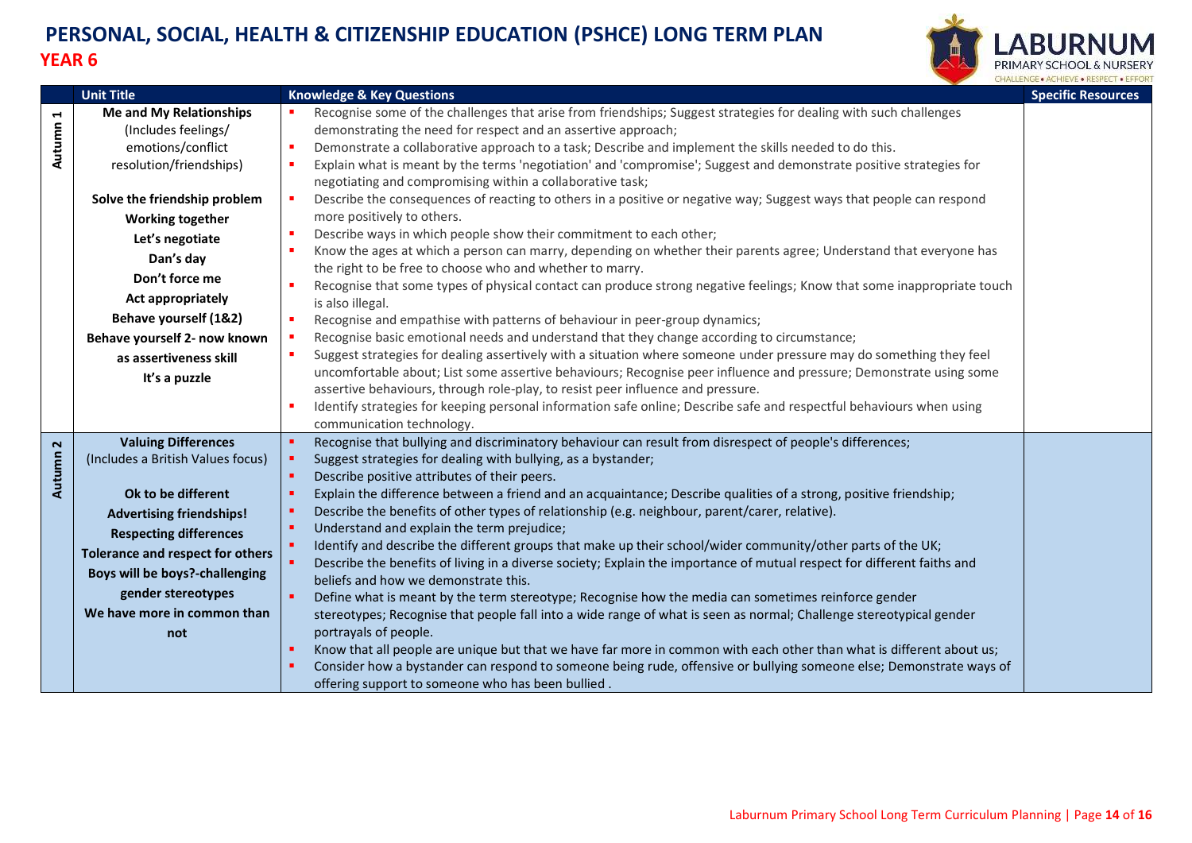# PERSONAL, SOCIAL, HEALTH & CITIZENSHIP EDUCATION (PSHCE) LONG TERM PLAN

## YEAR 6

| | Unit Title | Knowledge & Key Questions | Specific Resources |
|---|---|---|---|
| Autumn 1 | **Me and My Relationships** (Includes feelings/ emotions/conflict resolution/friendships)<br><br>**Solve the friendship problem**<br>**Working together**<br>**Let's negotiate**<br>**Dan's day**<br>**Don't force me**<br>**Act appropriately**<br>**Behave yourself (1&2)**<br>**Behave yourself 2- now known as assertiveness skill**<br>**It's a puzzle** | ▪ Recognise some of the challenges that arise from friendships; Suggest strategies for dealing with such challenges demonstrating the need for respect and an assertive approach;<br>▪ Demonstrate a collaborative approach to a task; Describe and implement the skills needed to do this.<br>▪ Explain what is meant by the terms 'negotiation' and 'compromise'; Suggest and demonstrate positive strategies for negotiating and compromising within a collaborative task;<br>▪ Describe the consequences of reacting to others in a positive or negative way; Suggest ways that people can respond more positively to others.<br>▪ Describe ways in which people show their commitment to each other;<br>▪ Know the ages at which a person can marry, depending on whether their parents agree; Understand that everyone has the right to be free to choose who and whether to marry.<br>▪ Recognise that some types of physical contact can produce strong negative feelings; Know that some inappropriate touch is also illegal.<br>▪ Recognise and empathise with patterns of behaviour in peer-group dynamics;<br>▪ Recognise basic emotional needs and understand that they change according to circumstance;<br>▪ Suggest strategies for dealing assertively with a situation where someone under pressure may do something they feel uncomfortable about; List some assertive behaviours; Recognise peer influence and pressure; Demonstrate using some assertive behaviours, through role-play, to resist peer influence and pressure.<br>▪ Identify strategies for keeping personal information safe online; Describe safe and respectful behaviours when using communication technology. | |
| Autumn 2 | **Valuing Differences** (Includes a British Values focus)<br><br>**Ok to be different**<br>**Advertising friendships!**<br>**Respecting differences**<br>**Tolerance and respect for others**<br>**Boys will be boys?-challenging gender stereotypes**<br>**We have more in common than not** | ▪ Recognise that bullying and discriminatory behaviour can result from disrespect of people's differences;<br>▪ Suggest strategies for dealing with bullying, as a bystander;<br>▪ Describe positive attributes of their peers.<br>▪ Explain the difference between a friend and an acquaintance; Describe qualities of a strong, positive friendship;<br>▪ Describe the benefits of other types of relationship (e.g. neighbour, parent/carer, relative).<br>▪ Understand and explain the term prejudice;<br>▪ Identify and describe the different groups that make up their school/wider community/other parts of the UK;<br>▪ Describe the benefits of living in a diverse society; Explain the importance of mutual respect for different faiths and beliefs and how we demonstrate this.<br>▪ Define what is meant by the term stereotype; Recognise how the media can sometimes reinforce gender stereotypes; Recognise that people fall into a wide range of what is seen as normal; Challenge stereotypical gender portrayals of people.<br>▪ Know that all people are unique but that we have far more in common with each other than what is different about us;<br>▪ Consider how a bystander can respond to someone being rude, offensive or bullying someone else; Demonstrate ways of offering support to someone who has been bullied . | |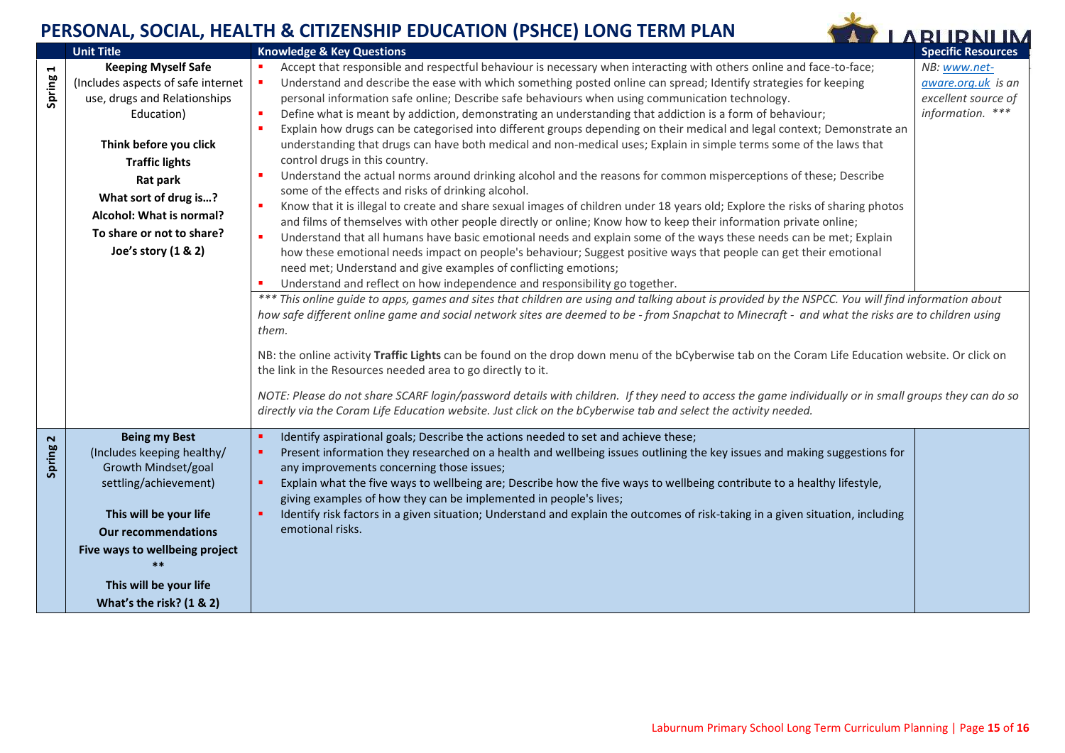# PERSONAL, SOCIAL, HEALTH & CITIZENSHIP EDUCATION (PSHCE) LONG TERM PLAN

| | Unit Title | Knowledge & Key Questions | Specific Resources |
|---|---|---|---|
| Spring 1 | **Keeping Myself Safe** (Includes aspects of safe internet use, drugs and Relationships Education)<br><br>**Think before you click**<br>**Traffic lights**<br>**Rat park**<br>**What sort of drug is…?**<br>**Alcohol: What is normal?**<br>**To share or not to share?**<br>**Joe's story (1 & 2)** | ▪ Accept that responsible and respectful behaviour is necessary when interacting with others online and face-to-face;<br>▪ Understand and describe the ease with which something posted online can spread; Identify strategies for keeping personal information safe online; Describe safe behaviours when using communication technology.<br>▪ Define what is meant by addiction, demonstrating an understanding that addiction is a form of behaviour;<br>▪ Explain how drugs can be categorised into different groups depending on their medical and legal context; Demonstrate an understanding that drugs can have both medical and non-medical uses; Explain in simple terms some of the laws that control drugs in this country.<br>▪ Understand the actual norms around drinking alcohol and the reasons for common misperceptions of these; Describe some of the effects and risks of drinking alcohol.<br>▪ Know that it is illegal to create and share sexual images of children under 18 years old; Explore the risks of sharing photos and films of themselves with other people directly or online; Know how to keep their information private online;<br>▪ Understand that all humans have basic emotional needs and explain some of the ways these needs can be met; Explain how these emotional needs impact on people's behaviour; Suggest positive ways that people can get their emotional need met; Understand and give examples of conflicting emotions;<br>▪ Understand and reflect on how independence and responsibility go together.<br><br>*\*\*\* This online guide to apps, games and sites that children are using and talking about is provided by the NSPCC. You will find information about how safe different online game and social network sites are deemed to be - from Snapchat to Minecraft - and what the risks are to children using them.*<br><br>NB: the online activity **Traffic Lights** can be found on the drop down menu of the bCyberwise tab on the Coram Life Education website. Or click on the link in the Resources needed area to go directly to it.<br><br>*NOTE: Please do not share SCARF login/password details with children. If they need to access the game individually or in small groups they can do so directly via the Coram Life Education website. Just click on the bCyberwise tab and select the activity needed.* | *NB: www.net-aware.org.uk is an excellent source of information. \*\*\** |
| Spring 2 | **Being my Best** (Includes keeping healthy/ Growth Mindset/goal settling/achievement)<br><br>**This will be your life**<br>**Our recommendations**<br>**Five ways to wellbeing project \*\***<br>**This will be your life**<br>**What's the risk? (1 & 2)** | ▪ Identify aspirational goals; Describe the actions needed to set and achieve these;<br>▪ Present information they researched on a health and wellbeing issues outlining the key issues and making suggestions for any improvements concerning those issues;<br>▪ Explain what the five ways to wellbeing are; Describe how the five ways to wellbeing contribute to a healthy lifestyle, giving examples of how they can be implemented in people's lives;<br>▪ Identify risk factors in a given situation; Understand and explain the outcomes of risk-taking in a given situation, including emotional risks. | |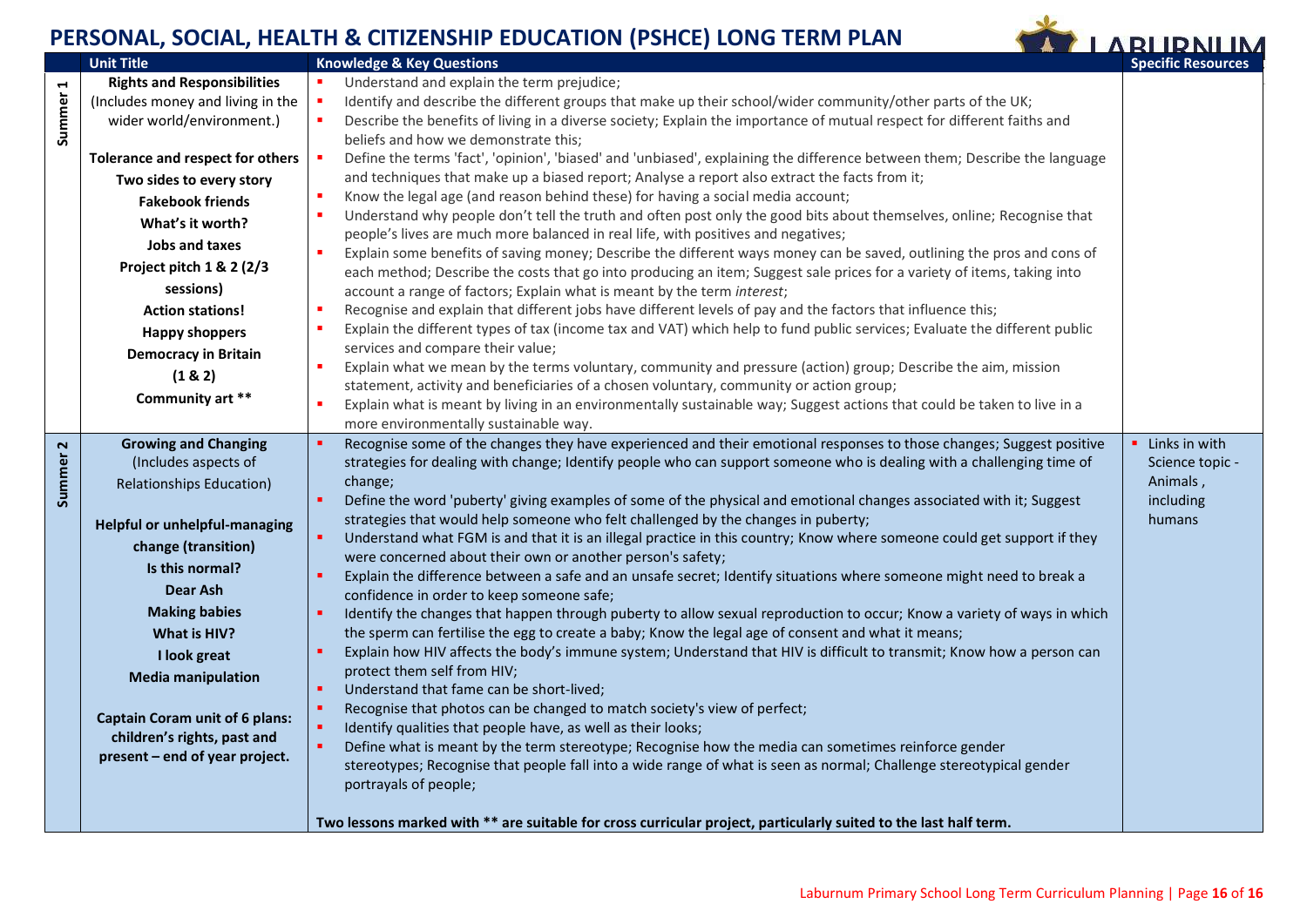# PERSONAL, SOCIAL, HEALTH & CITIZENSHIP EDUCATION (PSHCE) LONG TERM PLAN

| | Unit Title | Knowledge & Key Questions | Specific Resources |
|---|---|---|---|
| Summer 1 | **Rights and Responsibilities** (Includes money and living in the wider world/environment.)<br><br>**Tolerance and respect for others**<br>**Two sides to every story**<br>**Fakebook friends**<br>**What's it worth?**<br>**Jobs and taxes**<br>**Project pitch 1 & 2 (2/3 sessions)**<br>**Action stations!**<br>**Happy shoppers**<br>**Democracy in Britain (1 & 2)**<br>**Community art \*\*** | ▪ Understand and explain the term prejudice;<br>▪ Identify and describe the different groups that make up their school/wider community/other parts of the UK;<br>▪ Describe the benefits of living in a diverse society; Explain the importance of mutual respect for different faiths and beliefs and how we demonstrate this;<br>▪ Define the terms 'fact', 'opinion', 'biased' and 'unbiased', explaining the difference between them; Describe the language and techniques that make up a biased report; Analyse a report also extract the facts from it;<br>▪ Know the legal age (and reason behind these) for having a social media account;<br>▪ Understand why people don't tell the truth and often post only the good bits about themselves, online; Recognise that people's lives are much more balanced in real life, with positives and negatives;<br>▪ Explain some benefits of saving money; Describe the different ways money can be saved, outlining the pros and cons of each method; Describe the costs that go into producing an item; Suggest sale prices for a variety of items, taking into account a range of factors; Explain what is meant by the term *interest*;<br>▪ Recognise and explain that different jobs have different levels of pay and the factors that influence this;<br>▪ Explain the different types of tax (income tax and VAT) which help to fund public services; Evaluate the different public services and compare their value;<br>▪ Explain what we mean by the terms voluntary, community and pressure (action) group; Describe the aim, mission statement, activity and beneficiaries of a chosen voluntary, community or action group;<br>▪ Explain what is meant by living in an environmentally sustainable way; Suggest actions that could be taken to live in a more environmentally sustainable way. | |
| Summer 2 | **Growing and Changing** (Includes aspects of Relationships Education)<br><br>**Helpful or unhelpful-managing change (transition)**<br>**Is this normal?**<br>**Dear Ash**<br>**Making babies**<br>**What is HIV?**<br>**I look great**<br>**Media manipulation**<br><br>**Captain Coram unit of 6 plans: children's rights, past and present – end of year project.** | ▪ Recognise some of the changes they have experienced and their emotional responses to those changes; Suggest positive strategies for dealing with change; Identify people who can support someone who is dealing with a challenging time of change;<br>▪ Define the word 'puberty' giving examples of some of the physical and emotional changes associated with it; Suggest strategies that would help someone who felt challenged by the changes in puberty;<br>▪ Understand what FGM is and that it is an illegal practice in this country; Know where someone could get support if they were concerned about their own or another person's safety;<br>▪ Explain the difference between a safe and an unsafe secret; Identify situations where someone might need to break a confidence in order to keep someone safe;<br>▪ Identify the changes that happen through puberty to allow sexual reproduction to occur; Know a variety of ways in which the sperm can fertilise the egg to create a baby; Know the legal age of consent and what it means;<br>▪ Explain how HIV affects the body's immune system; Understand that HIV is difficult to transmit; Know how a person can protect them self from HIV;<br>▪ Understand that fame can be short-lived;<br>▪ Recognise that photos can be changed to match society's view of perfect;<br>▪ Identify qualities that people have, as well as their looks;<br>▪ Define what is meant by the term stereotype; Recognise how the media can sometimes reinforce gender stereotypes; Recognise that people fall into a wide range of what is seen as normal; Challenge stereotypical gender portrayals of people;<br><br>**Two lessons marked with \*\* are suitable for cross curricular project, particularly suited to the last half term.** | ▪ Links in with Science topic - Animals , including humans |